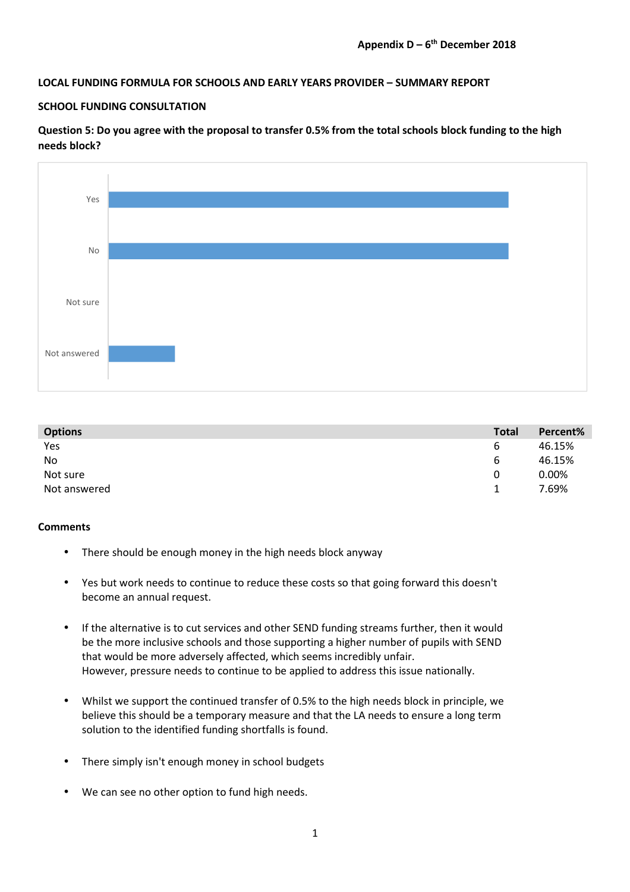**Appendix D – 6th December 2018**

**LOCAL FUNDING FORMULA FOR SCHOOLS AND EARLY YEARS PROVIDER – SUMMARY REPORT**

**SCHOOL FUNDING CONSULTATION**

**Question 5: Do you agree with the proposal to transfer 0.5% from the total schools block funding to the high needs block?**

| Options | Total | Percent% |
|---|---|---|
| Yes | 6 | 46.15% |
| No | 6 | 46.15% |
| Not sure | 0 | 0.00% |
| Not answered | 1 | 7.69% |

**Comments**

- There should be enough money in the high needs block anyway
- Yes but work needs to continue to reduce these costs so that going forward this doesn't become an annual request.
- If the alternative is to cut services and other SEND funding streams further, then it would be the more inclusive schools and those supporting a higher number of pupils with SEND that would be more adversely affected, which seems incredibly unfair. However, pressure needs to continue to be applied to address this issue nationally.
- Whilst we support the continued transfer of 0.5% to the high needs block in principle, we believe this should be a temporary measure and that the LA needs to ensure a long term solution to the identified funding shortfalls is found.
- There simply isn't enough money in school budgets
- We can see no other option to fund high needs.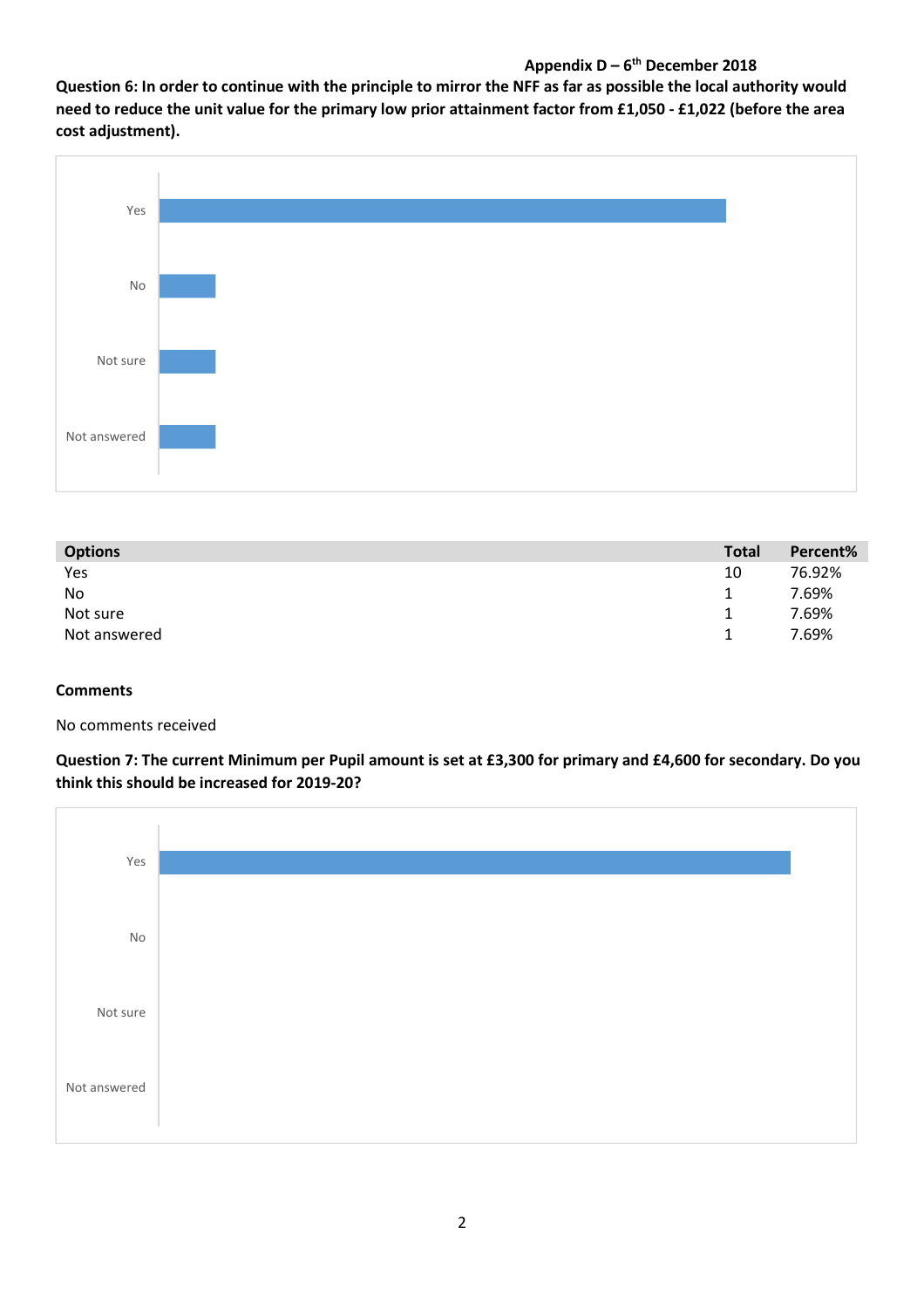Appendix D – 6th December 2018

**Question 6: In order to continue with the principle to mirror the NFF as far as possible the local authority would need to reduce the unit value for the primary low prior attainment factor from £1,050 - £1,022 (before the area cost adjustment).**

| Options | Total | Percent% |
|---|---|---|
| Yes | 10 | 76.92% |
| No | 1 | 7.69% |
| Not sure | 1 | 7.69% |
| Not answered | 1 | 7.69% |

**Comments**

No comments received

**Question 7: The current Minimum per Pupil amount is set at £3,300 for primary and £4,600 for secondary. Do you think this should be increased for 2019-20?**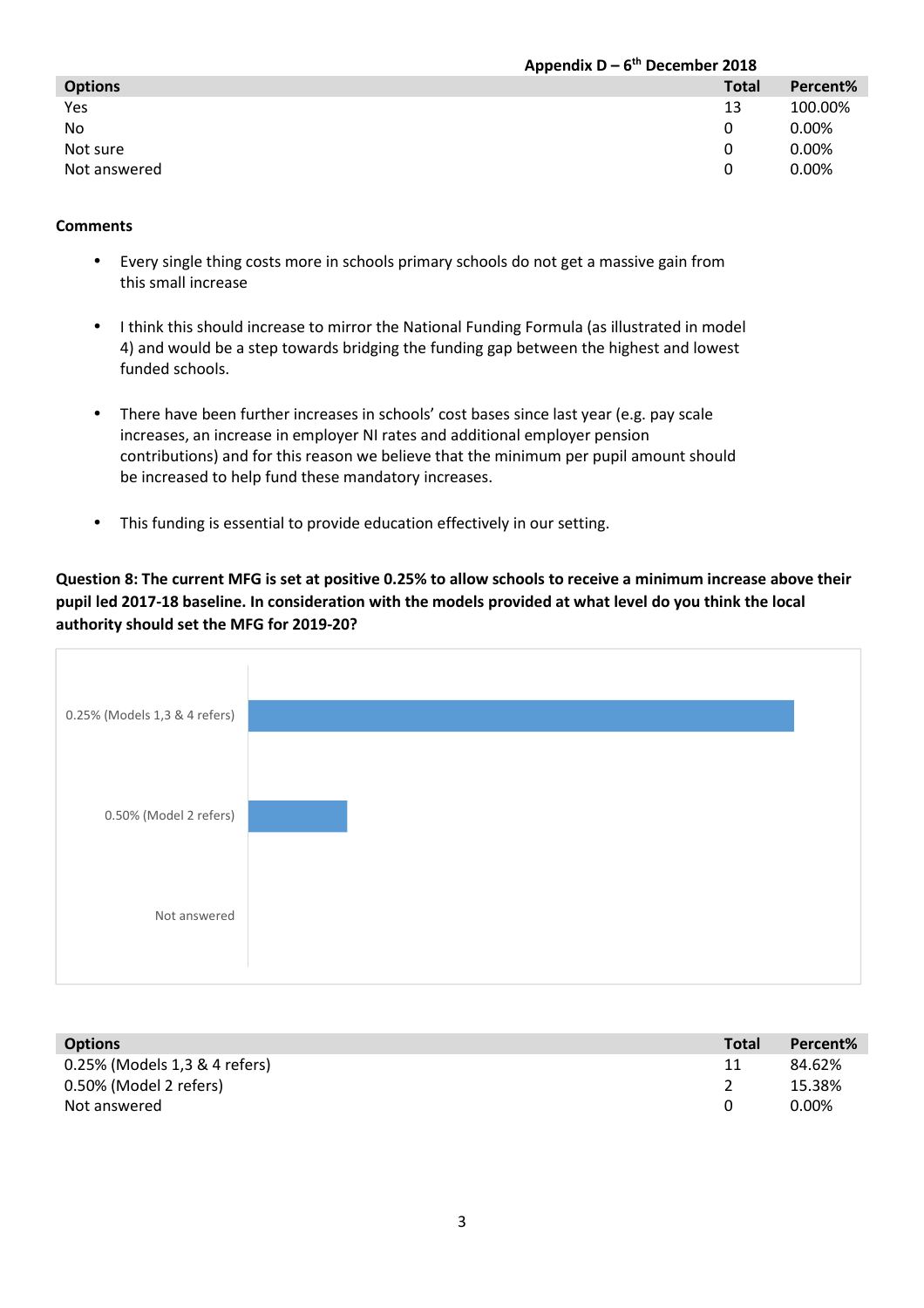Appendix D – 6th December 2018

| Options | Total | Percent% |
|---|---|---|
| Yes | 13 | 100.00% |
| No | 0 | 0.00% |
| Not sure | 0 | 0.00% |
| Not answered | 0 | 0.00% |

**Comments**

- Every single thing costs more in schools primary schools do not get a massive gain from this small increase
- I think this should increase to mirror the National Funding Formula (as illustrated in model 4) and would be a step towards bridging the funding gap between the highest and lowest funded schools.
- There have been further increases in schools' cost bases since last year (e.g. pay scale increases, an increase in employer NI rates and additional employer pension contributions) and for this reason we believe that the minimum per pupil amount should be increased to help fund these mandatory increases.
- This funding is essential to provide education effectively in our setting.

**Question 8: The current MFG is set at positive 0.25% to allow schools to receive a minimum increase above their pupil led 2017-18 baseline. In consideration with the models provided at what level do you think the local authority should set the MFG for 2019-20?**

| Options | Total | Percent% |
|---|---|---|
| 0.25% (Models 1,3 & 4 refers) | 11 | 84.62% |
| 0.50% (Model 2 refers) | 2 | 15.38% |
| Not answered | 0 | 0.00% |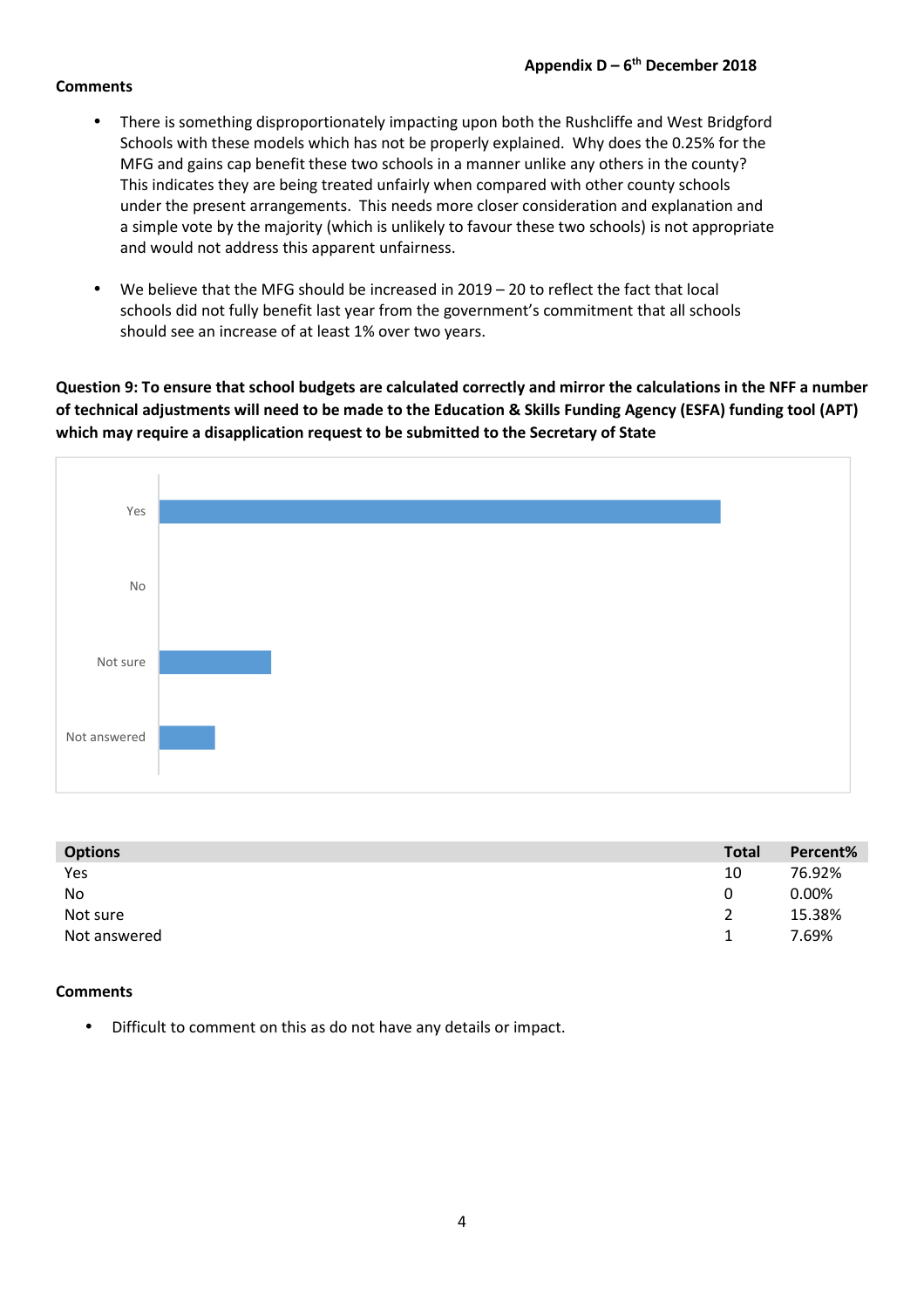**Comments**

- There is something disproportionately impacting upon both the Rushcliffe and West Bridgford Schools with these models which has not be properly explained. Why does the 0.25% for the MFG and gains cap benefit these two schools in a manner unlike any others in the county? This indicates they are being treated unfairly when compared with other county schools under the present arrangements. This needs more closer consideration and explanation and a simple vote by the majority (which is unlikely to favour these two schools) is not appropriate and would not address this apparent unfairness.

- We believe that the MFG should be increased in 2019 – 20 to reflect the fact that local schools did not fully benefit last year from the government's commitment that all schools should see an increase of at least 1% over two years.

**Question 9: To ensure that school budgets are calculated correctly and mirror the calculations in the NFF a number of technical adjustments will need to be made to the Education & Skills Funding Agency (ESFA) funding tool (APT) which may require a disapplication request to be submitted to the Secretary of State**

| Options | Total | Percent% |
|---|---|---|
| Yes | 10 | 76.92% |
| No | 0 | 0.00% |
| Not sure | 2 | 15.38% |
| Not answered | 1 | 7.69% |

**Comments**

- Difficult to comment on this as do not have any details or impact.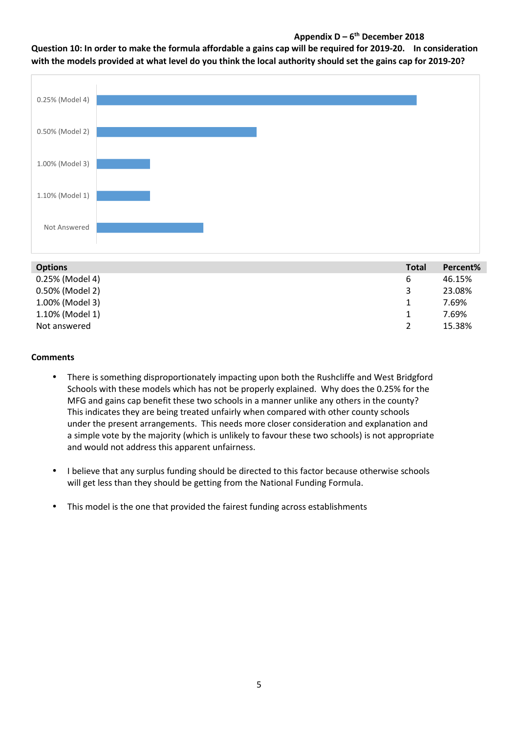**Appendix D – 6th December 2018**

**Question 10: In order to make the formula affordable a gains cap will be required for 2019-20. In consideration with the models provided at what level do you think the local authority should set the gains cap for 2019-20?**

| Options | Total | Percent% |
|---|---|---|
| 0.25% (Model 4) | 6 | 46.15% |
| 0.50% (Model 2) | 3 | 23.08% |
| 1.00% (Model 3) | 1 | 7.69% |
| 1.10% (Model 1) | 1 | 7.69% |
| Not answered | 2 | 15.38% |

**Comments**

- There is something disproportionately impacting upon both the Rushcliffe and West Bridgford Schools with these models which has not be properly explained. Why does the 0.25% for the MFG and gains cap benefit these two schools in a manner unlike any others in the county? This indicates they are being treated unfairly when compared with other county schools under the present arrangements. This needs more closer consideration and explanation and a simple vote by the majority (which is unlikely to favour these two schools) is not appropriate and would not address this apparent unfairness.

- I believe that any surplus funding should be directed to this factor because otherwise schools will get less than they should be getting from the National Funding Formula.

- This model is the one that provided the fairest funding across establishments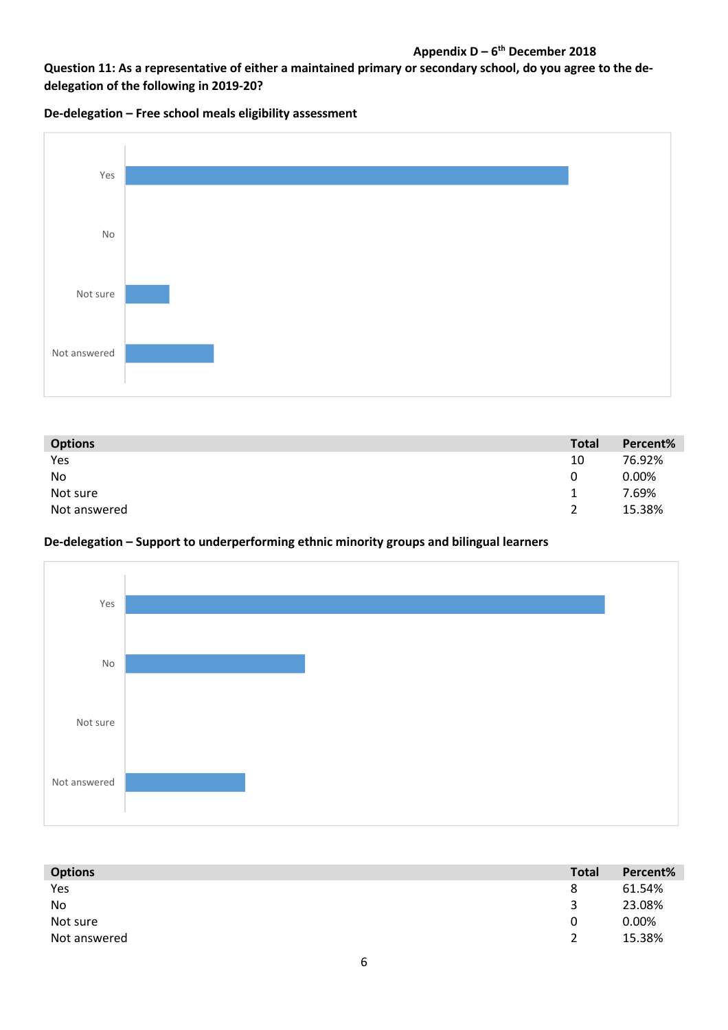**Appendix D – 6th December 2018**

**Question 11: As a representative of either a maintained primary or secondary school, do you agree to the de-delegation of the following in 2019-20?**

**De-delegation – Free school meals eligibility assessment**

| Options | Total | Percent% |
|---|---|---|
| Yes | 10 | 76.92% |
| No | 0 | 0.00% |
| Not sure | 1 | 7.69% |
| Not answered | 2 | 15.38% |

**De-delegation – Support to underperforming ethnic minority groups and bilingual learners**

| Options | Total | Percent% |
|---|---|---|
| Yes | 8 | 61.54% |
| No | 3 | 23.08% |
| Not sure | 0 | 0.00% |
| Not answered | 2 | 15.38% |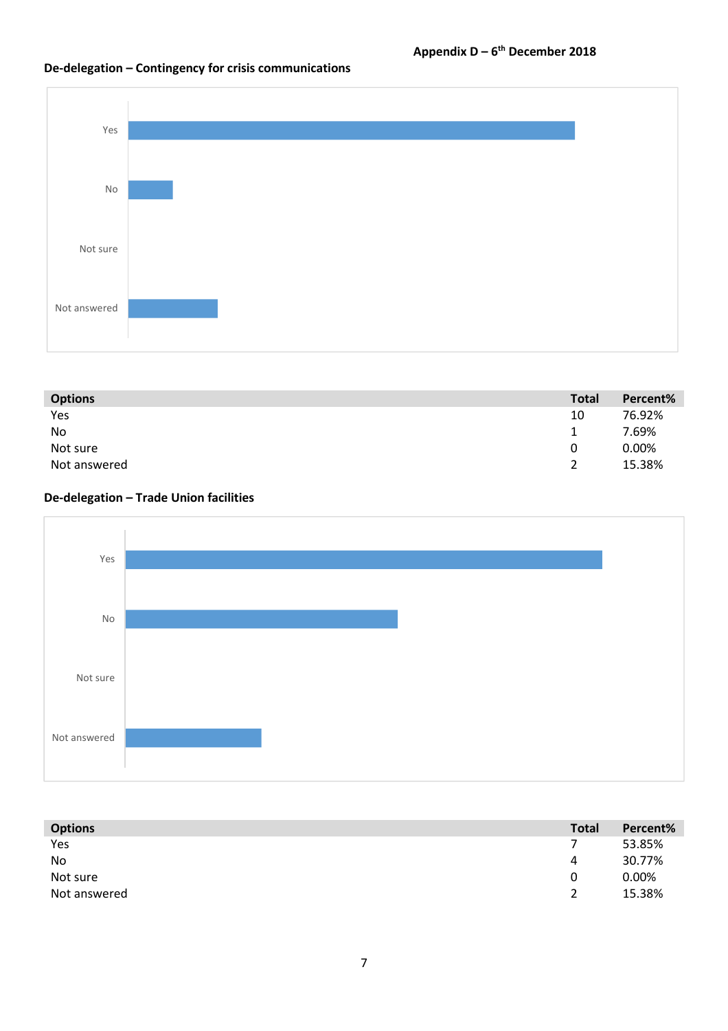**Appendix D – 6th December 2018**

### De-delegation – Contingency for crisis communications

| Options | Total | Percent% |
|---|---|---|
| Yes | 10 | 76.92% |
| No | 1 | 7.69% |
| Not sure | 0 | 0.00% |
| Not answered | 2 | 15.38% |

### De-delegation – Trade Union facilities

| Options | Total | Percent% |
|---|---|---|
| Yes | 7 | 53.85% |
| No | 4 | 30.77% |
| Not sure | 0 | 0.00% |
| Not answered | 2 | 15.38% |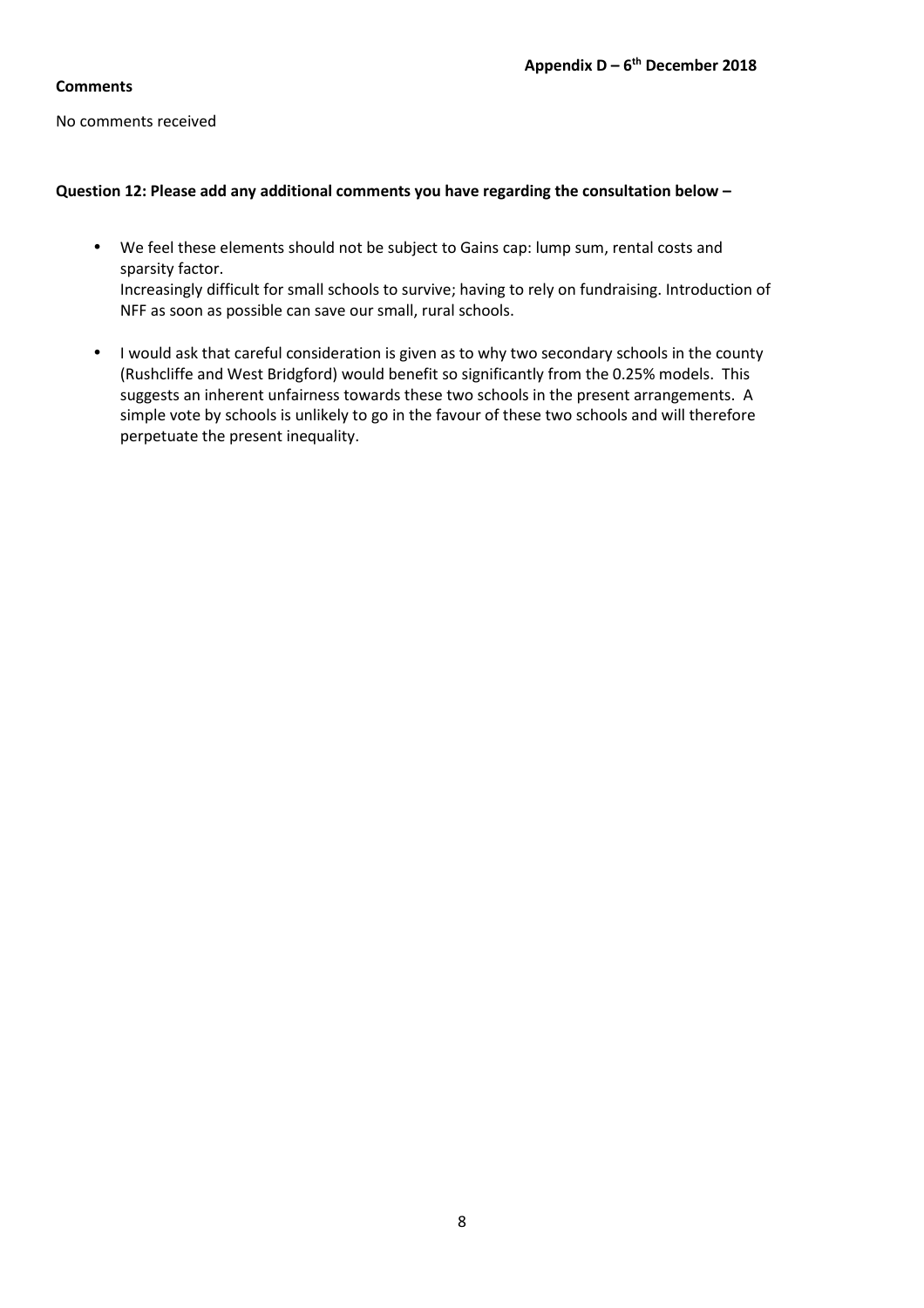**Appendix D – 6th December 2018**

**Comments**

No comments received

**Question 12: Please add any additional comments you have regarding the consultation below –**

- We feel these elements should not be subject to Gains cap: lump sum, rental costs and sparsity factor.
  Increasingly difficult for small schools to survive; having to rely on fundraising. Introduction of NFF as soon as possible can save our small, rural schools.

- I would ask that careful consideration is given as to why two secondary schools in the county (Rushcliffe and West Bridgford) would benefit so significantly from the 0.25% models. This suggests an inherent unfairness towards these two schools in the present arrangements. A simple vote by schools is unlikely to go in the favour of these two schools and will therefore perpetuate the present inequality.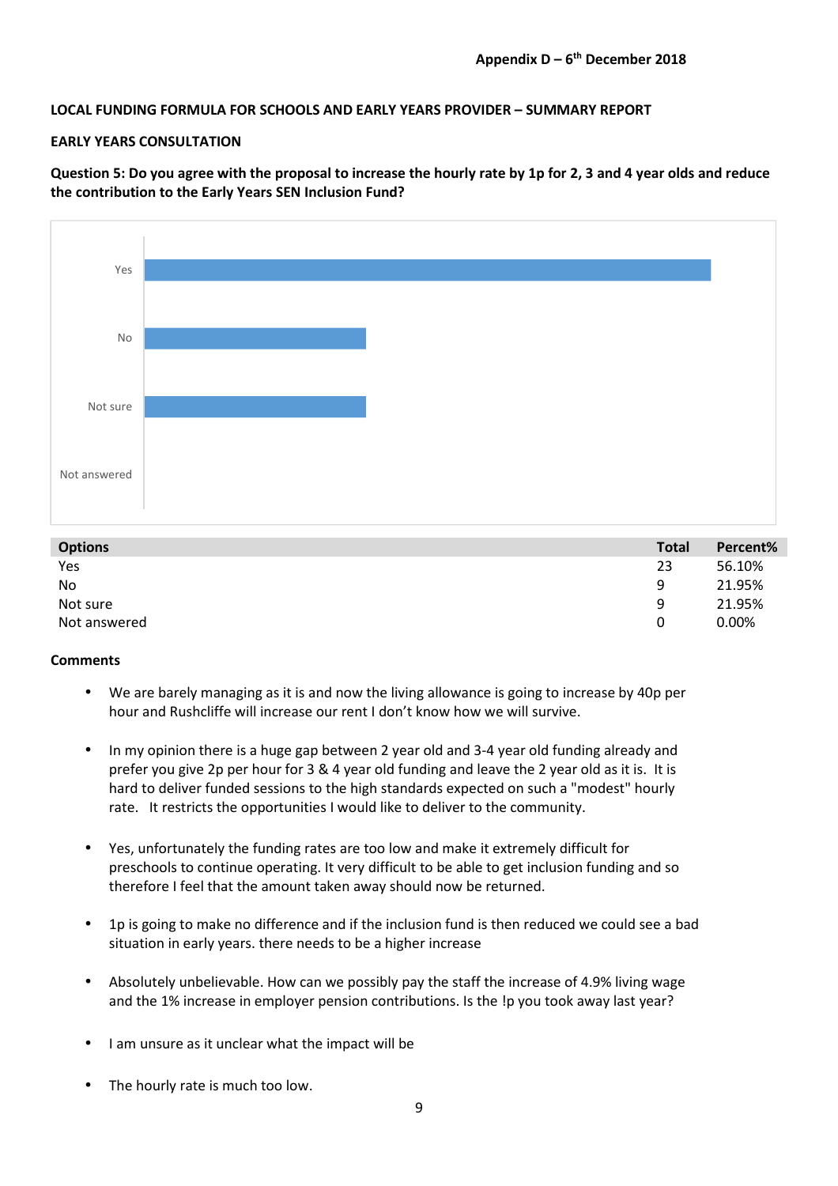Appendix D – 6th December 2018

**LOCAL FUNDING FORMULA FOR SCHOOLS AND EARLY YEARS PROVIDER – SUMMARY REPORT**

**EARLY YEARS CONSULTATION**

**Question 5: Do you agree with the proposal to increase the hourly rate by 1p for 2, 3 and 4 year olds and reduce the contribution to the Early Years SEN Inclusion Fund?**

| Options | Total | Percent% |
|---|---|---|
| Yes | 23 | 56.10% |
| No | 9 | 21.95% |
| Not sure | 9 | 21.95% |
| Not answered | 0 | 0.00% |

**Comments**

- We are barely managing as it is and now the living allowance is going to increase by 40p per hour and Rushcliffe will increase our rent I don't know how we will survive.
- In my opinion there is a huge gap between 2 year old and 3-4 year old funding already and prefer you give 2p per hour for 3 & 4 year old funding and leave the 2 year old as it is. It is hard to deliver funded sessions to the high standards expected on such a "modest" hourly rate. It restricts the opportunities I would like to deliver to the community.
- Yes, unfortunately the funding rates are too low and make it extremely difficult for preschools to continue operating. It very difficult to be able to get inclusion funding and so therefore I feel that the amount taken away should now be returned.
- 1p is going to make no difference and if the inclusion fund is then reduced we could see a bad situation in early years. there needs to be a higher increase
- Absolutely unbelievable. How can we possibly pay the staff the increase of 4.9% living wage and the 1% increase in employer pension contributions. Is the !p you took away last year?
- I am unsure as it unclear what the impact will be
- The hourly rate is much too low.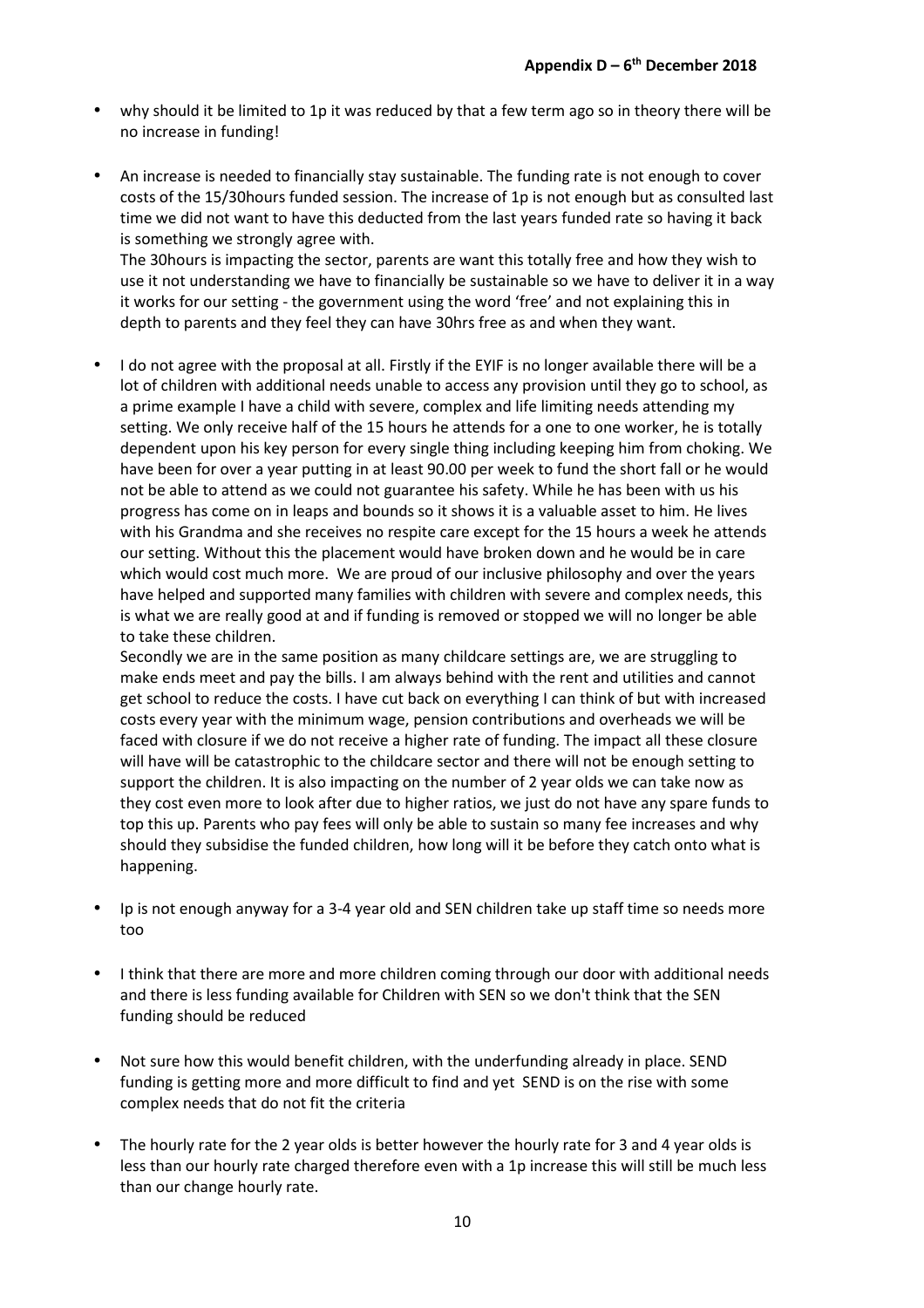- why should it be limited to 1p it was reduced by that a few term ago so in theory there will be no increase in funding!

- An increase is needed to financially stay sustainable. The funding rate is not enough to cover costs of the 15/30hours funded session. The increase of 1p is not enough but as consulted last time we did not want to have this deducted from the last years funded rate so having it back is something we strongly agree with.

  The 30hours is impacting the sector, parents are want this totally free and how they wish to use it not understanding we have to financially be sustainable so we have to deliver it in a way it works for our setting - the government using the word 'free' and not explaining this in depth to parents and they feel they can have 30hrs free as and when they want.

- I do not agree with the proposal at all. Firstly if the EYIF is no longer available there will be a lot of children with additional needs unable to access any provision until they go to school, as a prime example I have a child with severe, complex and life limiting needs attending my setting. We only receive half of the 15 hours he attends for a one to one worker, he is totally dependent upon his key person for every single thing including keeping him from choking. We have been for over a year putting in at least 90.00 per week to fund the short fall or he would not be able to attend as we could not guarantee his safety. While he has been with us his progress has come on in leaps and bounds so it shows it is a valuable asset to him. He lives with his Grandma and she receives no respite care except for the 15 hours a week he attends our setting. Without this the placement would have broken down and he would be in care which would cost much more. We are proud of our inclusive philosophy and over the years have helped and supported many families with children with severe and complex needs, this is what we are really good at and if funding is removed or stopped we will no longer be able to take these children.

  Secondly we are in the same position as many childcare settings are, we are struggling to make ends meet and pay the bills. I am always behind with the rent and utilities and cannot get school to reduce the costs. I have cut back on everything I can think of but with increased costs every year with the minimum wage, pension contributions and overheads we will be faced with closure if we do not receive a higher rate of funding. The impact all these closure will have will be catastrophic to the childcare sector and there will not be enough setting to support the children. It is also impacting on the number of 2 year olds we can take now as they cost even more to look after due to higher ratios, we just do not have any spare funds to top this up. Parents who pay fees will only be able to sustain so many fee increases and why should they subsidise the funded children, how long will it be before they catch onto what is happening.

- Ip is not enough anyway for a 3-4 year old and SEN children take up staff time so needs more too

- I think that there are more and more children coming through our door with additional needs and there is less funding available for Children with SEN so we don't think that the SEN funding should be reduced

- Not sure how this would benefit children, with the underfunding already in place. SEND funding is getting more and more difficult to find and yet SEND is on the rise with some complex needs that do not fit the criteria

- The hourly rate for the 2 year olds is better however the hourly rate for 3 and 4 year olds is less than our hourly rate charged therefore even with a 1p increase this will still be much less than our change hourly rate.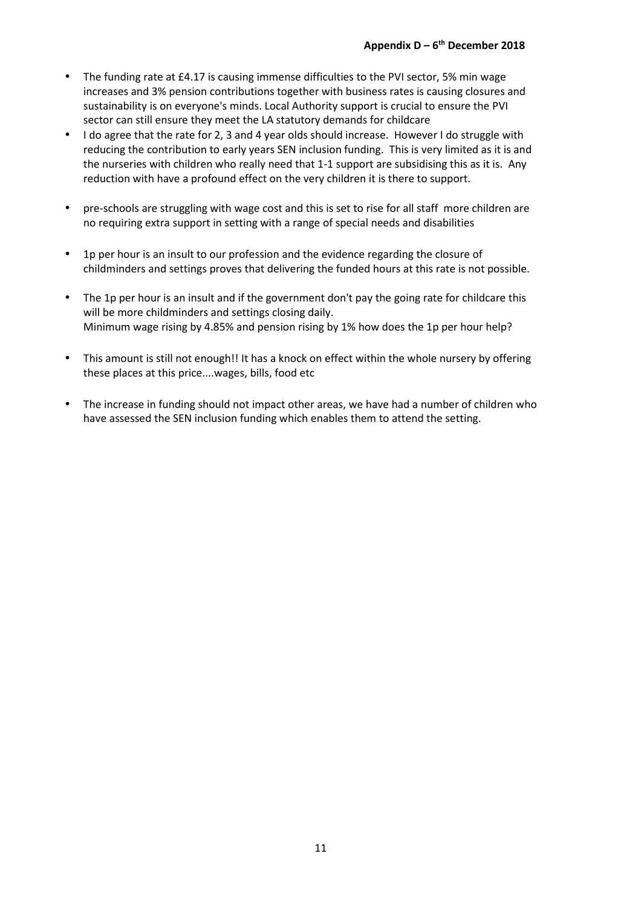**Appendix D – 6th December 2018**

- The funding rate at £4.17 is causing immense difficulties to the PVI sector, 5% min wage increases and 3% pension contributions together with business rates is causing closures and sustainability is on everyone's minds. Local Authority support is crucial to ensure the PVI sector can still ensure they meet the LA statutory demands for childcare
- I do agree that the rate for 2, 3 and 4 year olds should increase. However I do struggle with reducing the contribution to early years SEN inclusion funding. This is very limited as it is and the nurseries with children who really need that 1-1 support are subsidising this as it is. Any reduction with have a profound effect on the very children it is there to support.
- pre-schools are struggling with wage cost and this is set to rise for all staff more children are no requiring extra support in setting with a range of special needs and disabilities
- 1p per hour is an insult to our profession and the evidence regarding the closure of childminders and settings proves that delivering the funded hours at this rate is not possible.
- The 1p per hour is an insult and if the government don't pay the going rate for childcare this will be more childminders and settings closing daily.
  Minimum wage rising by 4.85% and pension rising by 1% how does the 1p per hour help?
- This amount is still not enough!! It has a knock on effect within the whole nursery by offering these places at this price....wages, bills, food etc
- The increase in funding should not impact other areas, we have had a number of children who have assessed the SEN inclusion funding which enables them to attend the setting.